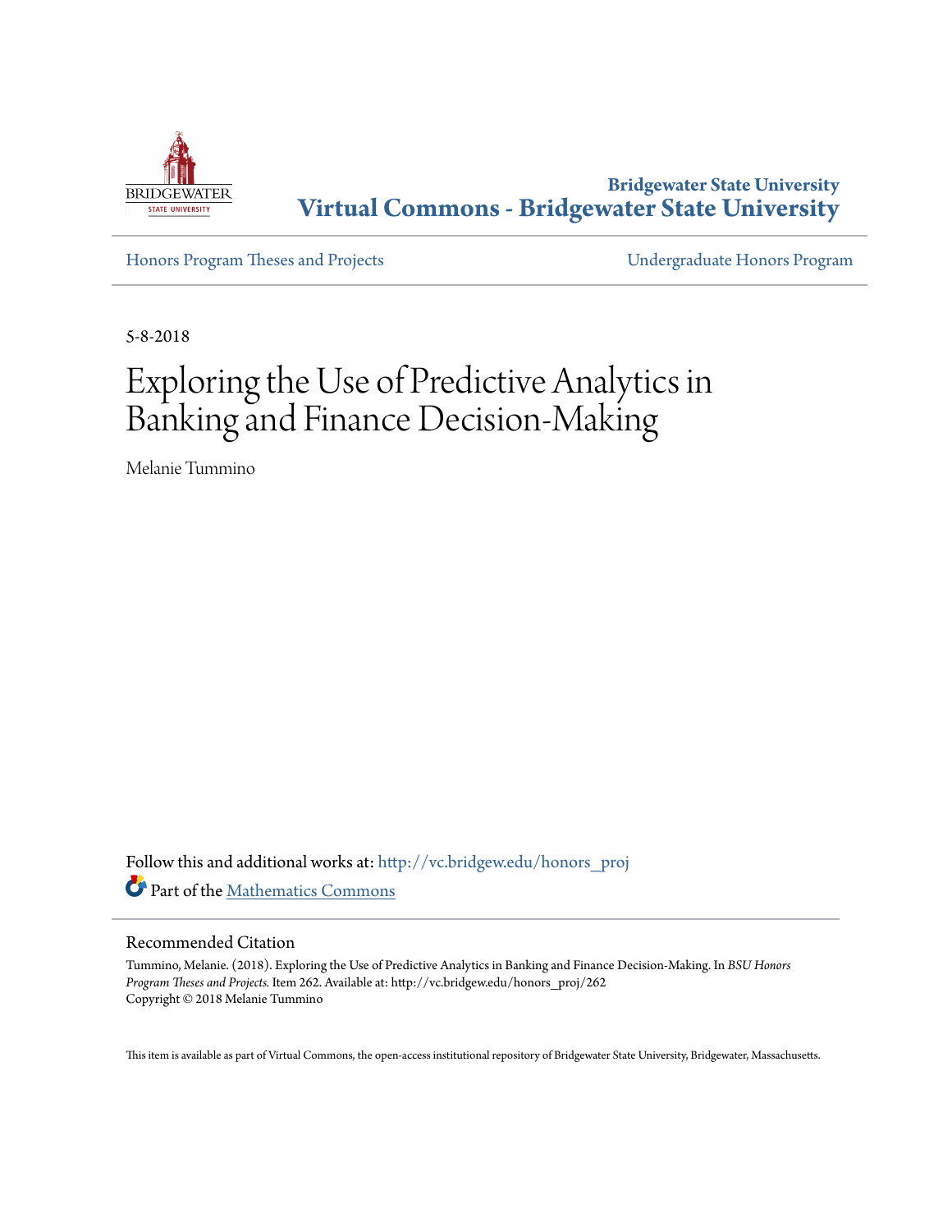Bridgewater State University

**Virtual Commons - Bridgewater State University**

Honors Program Theses and Projects

Undergraduate Honors Program

5-8-2018

# Exploring the Use of Predictive Analytics in Banking and Finance Decision-Making

Melanie Tummino

Follow this and additional works at: http://vc.bridgew.edu/honors_proj

Part of the Mathematics Commons

## Recommended Citation

Tummino, Melanie. (2018). Exploring the Use of Predictive Analytics in Banking and Finance Decision-Making. In *BSU Honors Program Theses and Projects.* Item 262. Available at: http://vc.bridgew.edu/honors_proj/262
Copyright © 2018 Melanie Tummino

This item is available as part of Virtual Commons, the open-access institutional repository of Bridgewater State University, Bridgewater, Massachusetts.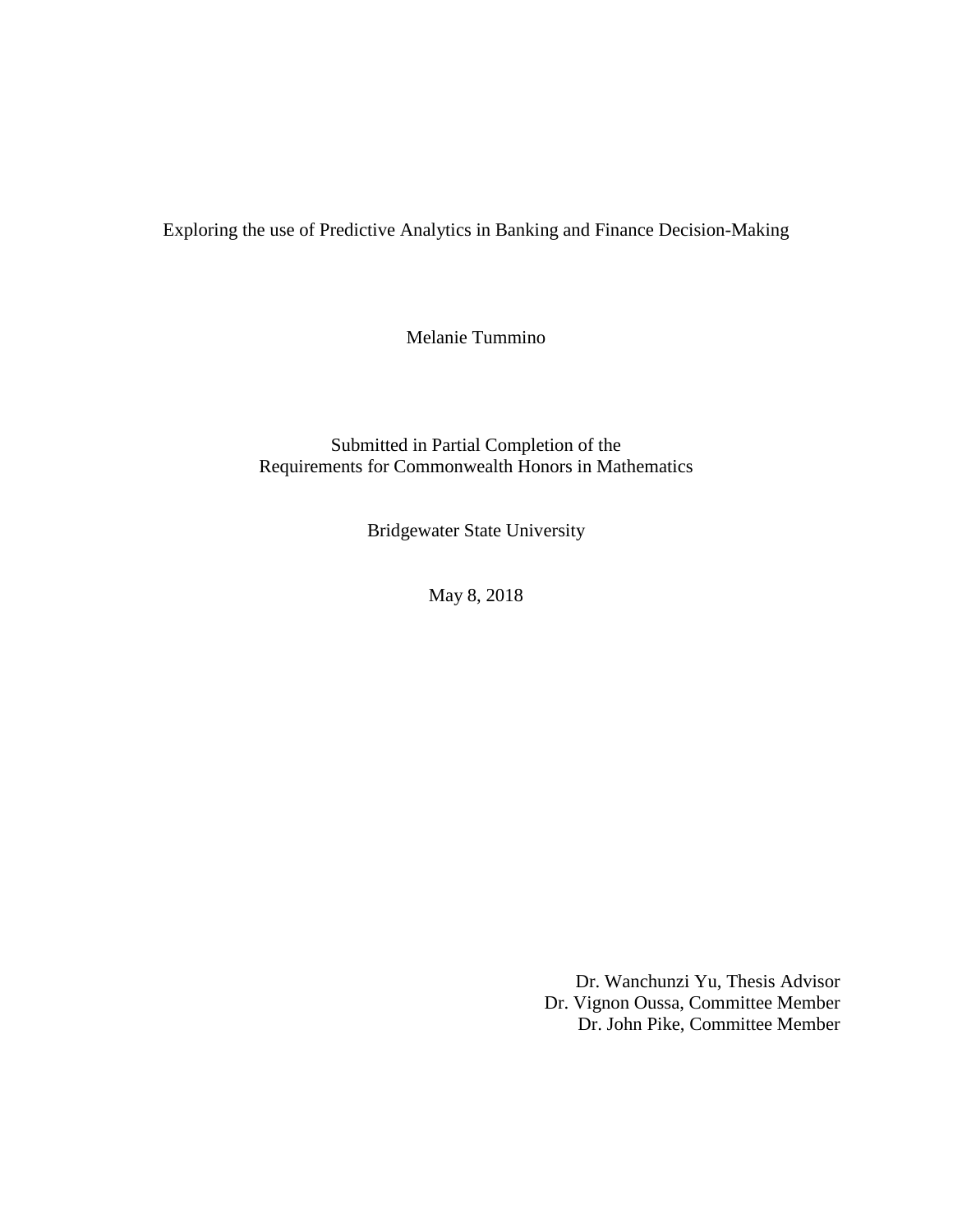Exploring the use of Predictive Analytics in Banking and Finance Decision-Making

Melanie Tummino

Submitted in Partial Completion of the
Requirements for Commonwealth Honors in Mathematics

Bridgewater State University

May 8, 2018

Dr. Wanchunzi Yu, Thesis Advisor
Dr. Vignon Oussa, Committee Member
Dr. John Pike, Committee Member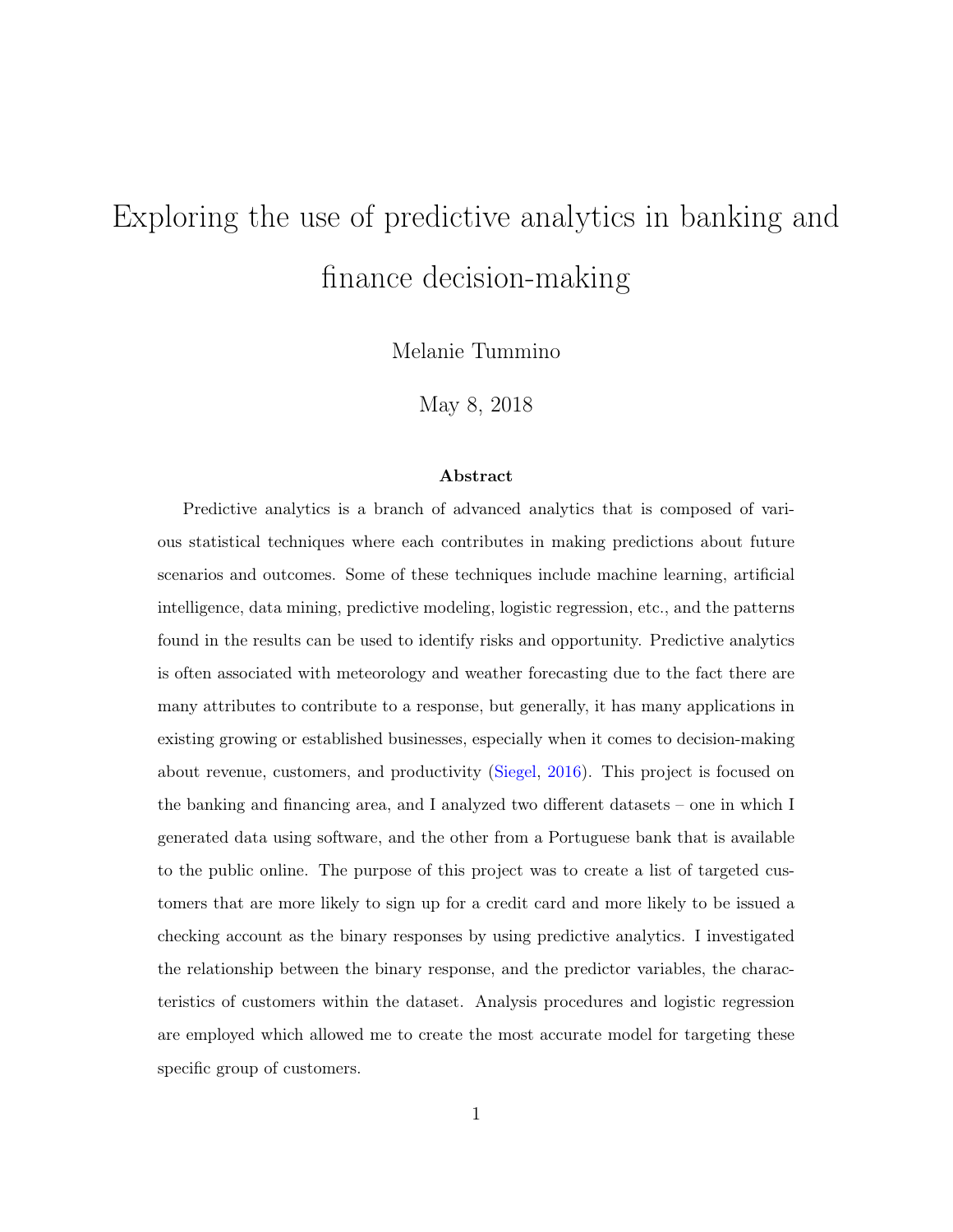# Exploring the use of predictive analytics in banking and finance decision-making

Melanie Tummino

May 8, 2018

**Abstract**

Predictive analytics is a branch of advanced analytics that is composed of various statistical techniques where each contributes in making predictions about future scenarios and outcomes. Some of these techniques include machine learning, artificial intelligence, data mining, predictive modeling, logistic regression, etc., and the patterns found in the results can be used to identify risks and opportunity. Predictive analytics is often associated with meteorology and weather forecasting due to the fact there are many attributes to contribute to a response, but generally, it has many applications in existing growing or established businesses, especially when it comes to decision-making about revenue, customers, and productivity (Siegel, 2016). This project is focused on the banking and financing area, and I analyzed two different datasets – one in which I generated data using software, and the other from a Portuguese bank that is available to the public online. The purpose of this project was to create a list of targeted customers that are more likely to sign up for a credit card and more likely to be issued a checking account as the binary responses by using predictive analytics. I investigated the relationship between the binary response, and the predictor variables, the characteristics of customers within the dataset. Analysis procedures and logistic regression are employed which allowed me to create the most accurate model for targeting these specific group of customers.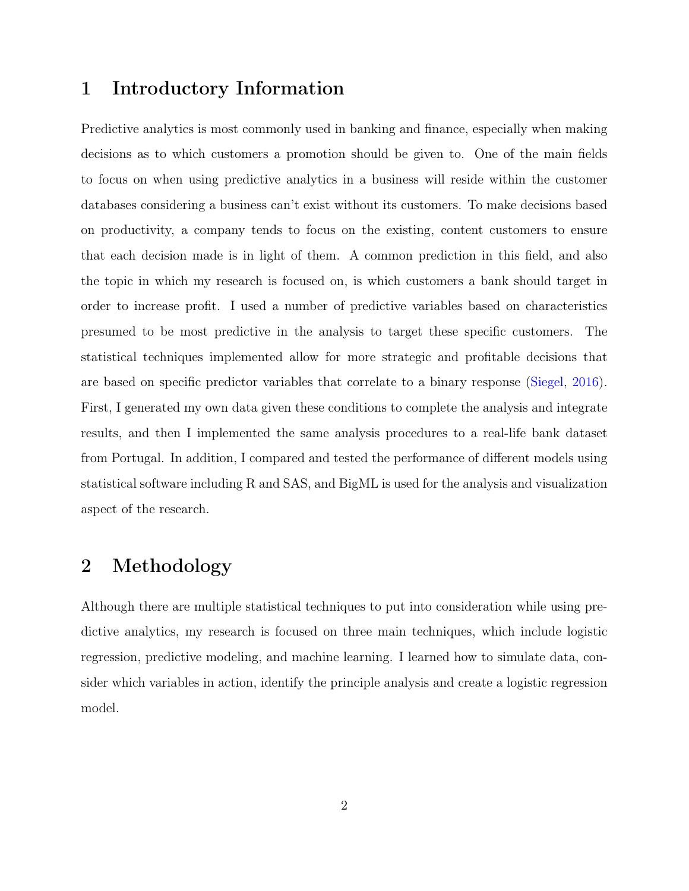# 1 Introductory Information

Predictive analytics is most commonly used in banking and finance, especially when making decisions as to which customers a promotion should be given to. One of the main fields to focus on when using predictive analytics in a business will reside within the customer databases considering a business can't exist without its customers. To make decisions based on productivity, a company tends to focus on the existing, content customers to ensure that each decision made is in light of them. A common prediction in this field, and also the topic in which my research is focused on, is which customers a bank should target in order to increase profit. I used a number of predictive variables based on characteristics presumed to be most predictive in the analysis to target these specific customers. The statistical techniques implemented allow for more strategic and profitable decisions that are based on specific predictor variables that correlate to a binary response (Siegel, 2016). First, I generated my own data given these conditions to complete the analysis and integrate results, and then I implemented the same analysis procedures to a real-life bank dataset from Portugal. In addition, I compared and tested the performance of different models using statistical software including R and SAS, and BigML is used for the analysis and visualization aspect of the research.

# 2 Methodology

Although there are multiple statistical techniques to put into consideration while using predictive analytics, my research is focused on three main techniques, which include logistic regression, predictive modeling, and machine learning. I learned how to simulate data, consider which variables in action, identify the principle analysis and create a logistic regression model.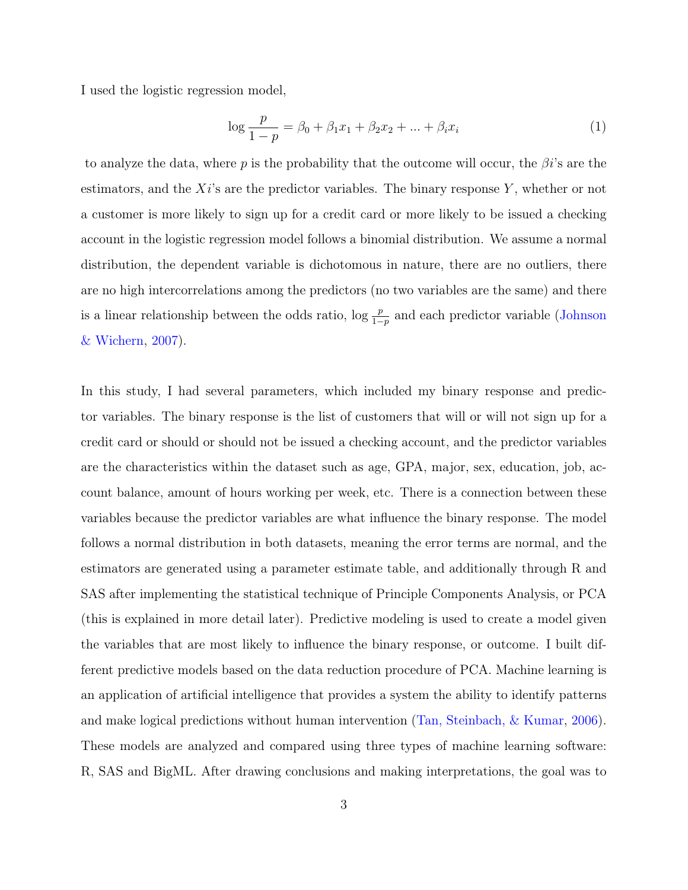I used the logistic regression model,

$$\log \frac{p}{1-p} = \beta_0 + \beta_1 x_1 + \beta_2 x_2 + ... + \beta_i x_i \tag{1}$$

to analyze the data, where $p$ is the probability that the outcome will occur, the $\beta i$'s are the estimators, and the $Xi$'s are the predictor variables. The binary response $Y$, whether or not a customer is more likely to sign up for a credit card or more likely to be issued a checking account in the logistic regression model follows a binomial distribution. We assume a normal distribution, the dependent variable is dichotomous in nature, there are no outliers, there are no high intercorrelations among the predictors (no two variables are the same) and there is a linear relationship between the odds ratio, $\log \frac{p}{1-p}$ and each predictor variable (Johnson & Wichern, 2007).

In this study, I had several parameters, which included my binary response and predictor variables. The binary response is the list of customers that will or will not sign up for a credit card or should or should not be issued a checking account, and the predictor variables are the characteristics within the dataset such as age, GPA, major, sex, education, job, account balance, amount of hours working per week, etc. There is a connection between these variables because the predictor variables are what influence the binary response. The model follows a normal distribution in both datasets, meaning the error terms are normal, and the estimators are generated using a parameter estimate table, and additionally through R and SAS after implementing the statistical technique of Principle Components Analysis, or PCA (this is explained in more detail later). Predictive modeling is used to create a model given the variables that are most likely to influence the binary response, or outcome. I built different predictive models based on the data reduction procedure of PCA. Machine learning is an application of artificial intelligence that provides a system the ability to identify patterns and make logical predictions without human intervention (Tan, Steinbach, & Kumar, 2006). These models are analyzed and compared using three types of machine learning software: R, SAS and BigML. After drawing conclusions and making interpretations, the goal was to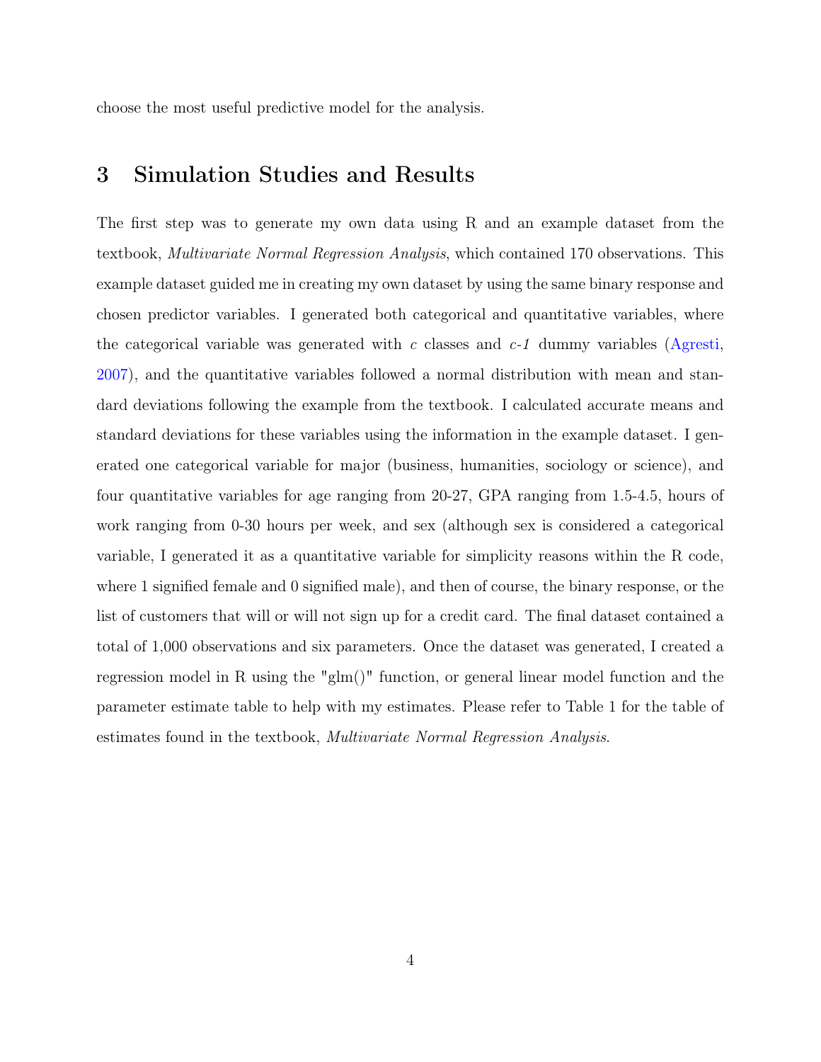choose the most useful predictive model for the analysis.

## 3 Simulation Studies and Results

The first step was to generate my own data using R and an example dataset from the textbook, *Multivariate Normal Regression Analysis*, which contained 170 observations. This example dataset guided me in creating my own dataset by using the same binary response and chosen predictor variables. I generated both categorical and quantitative variables, where the categorical variable was generated with $c$ classes and $c$-$1$ dummy variables (Agresti, 2007), and the quantitative variables followed a normal distribution with mean and standard deviations following the example from the textbook. I calculated accurate means and standard deviations for these variables using the information in the example dataset. I generated one categorical variable for major (business, humanities, sociology or science), and four quantitative variables for age ranging from 20-27, GPA ranging from 1.5-4.5, hours of work ranging from 0-30 hours per week, and sex (although sex is considered a categorical variable, I generated it as a quantitative variable for simplicity reasons within the R code, where 1 signified female and 0 signified male), and then of course, the binary response, or the list of customers that will or will not sign up for a credit card. The final dataset contained a total of 1,000 observations and six parameters. Once the dataset was generated, I created a regression model in R using the "glm()" function, or general linear model function and the parameter estimate table to help with my estimates. Please refer to Table 1 for the table of estimates found in the textbook, *Multivariate Normal Regression Analysis*.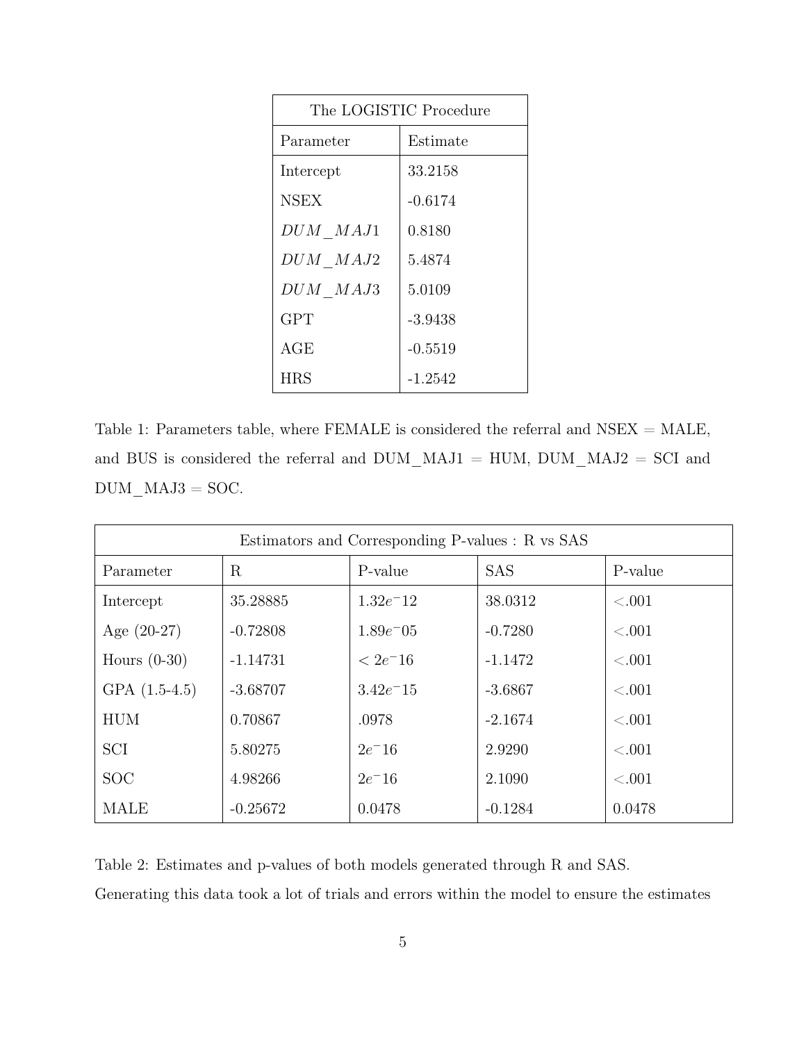| The LOGISTIC Procedure | |
|---|---|
| Parameter | Estimate |
| Intercept | 33.2158 |
| NSEX | -0.6174 |
| $DUM\_MAJ1$ | 0.8180 |
| $DUM\_MAJ2$ | 5.4874 |
| $DUM\_MAJ3$ | 5.0109 |
| GPT | -3.9438 |
| AGE | -0.5519 |
| HRS | -1.2542 |

Table 1: Parameters table, where FEMALE is considered the referral and NSEX = MALE, and BUS is considered the referral and DUM_MAJ1 = HUM, DUM_MAJ2 = SCI and DUM_MAJ3 = SOC.

| Estimators and Corresponding P-values : R vs SAS | | | | |
|---|---|---|---|---|
| Parameter | R | P-value | SAS | P-value |
| Intercept | 35.28885 | $1.32e^{-}12$ | 38.0312 | <.001 |
| Age (20-27) | -0.72808 | $1.89e^{-}05$ | -0.7280 | <.001 |
| Hours (0-30) | -1.14731 | $< 2e^{-}16$ | -1.1472 | <.001 |
| GPA (1.5-4.5) | -3.68707 | $3.42e^{-}15$ | -3.6867 | <.001 |
| HUM | 0.70867 | .0978 | -2.1674 | <.001 |
| SCI | 5.80275 | $2e^{-}16$ | 2.9290 | <.001 |
| SOC | 4.98266 | $2e^{-}16$ | 2.1090 | <.001 |
| MALE | -0.25672 | 0.0478 | -0.1284 | 0.0478 |

Table 2: Estimates and p-values of both models generated through R and SAS.

Generating this data took a lot of trials and errors within the model to ensure the estimates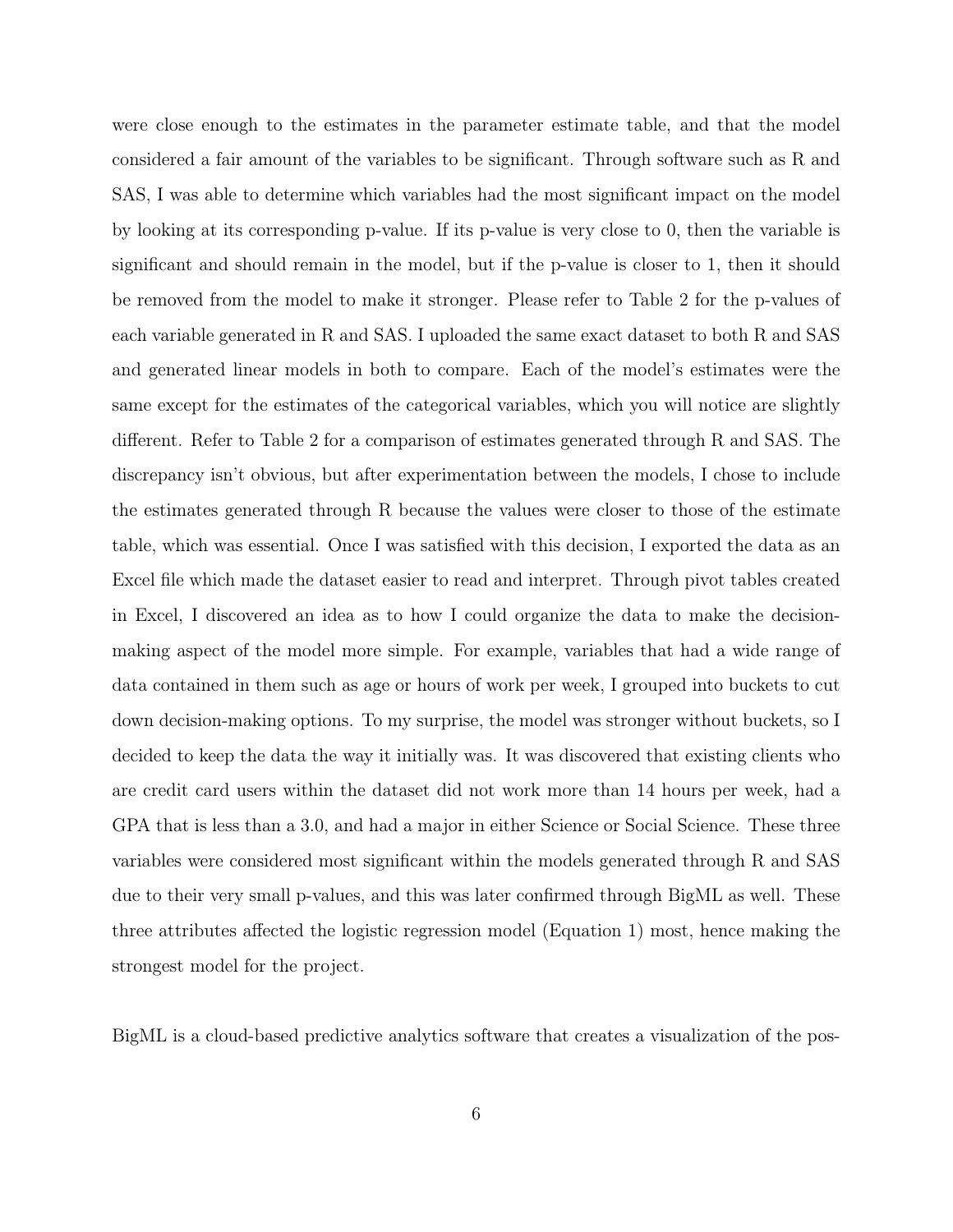were close enough to the estimates in the parameter estimate table, and that the model considered a fair amount of the variables to be significant. Through software such as R and SAS, I was able to determine which variables had the most significant impact on the model by looking at its corresponding p-value. If its p-value is very close to 0, then the variable is significant and should remain in the model, but if the p-value is closer to 1, then it should be removed from the model to make it stronger. Please refer to Table 2 for the p-values of each variable generated in R and SAS. I uploaded the same exact dataset to both R and SAS and generated linear models in both to compare. Each of the model's estimates were the same except for the estimates of the categorical variables, which you will notice are slightly different. Refer to Table 2 for a comparison of estimates generated through R and SAS. The discrepancy isn't obvious, but after experimentation between the models, I chose to include the estimates generated through R because the values were closer to those of the estimate table, which was essential. Once I was satisfied with this decision, I exported the data as an Excel file which made the dataset easier to read and interpret. Through pivot tables created in Excel, I discovered an idea as to how I could organize the data to make the decision-making aspect of the model more simple. For example, variables that had a wide range of data contained in them such as age or hours of work per week, I grouped into buckets to cut down decision-making options. To my surprise, the model was stronger without buckets, so I decided to keep the data the way it initially was. It was discovered that existing clients who are credit card users within the dataset did not work more than 14 hours per week, had a GPA that is less than a 3.0, and had a major in either Science or Social Science. These three variables were considered most significant within the models generated through R and SAS due to their very small p-values, and this was later confirmed through BigML as well. These three attributes affected the logistic regression model (Equation 1) most, hence making the strongest model for the project.

BigML is a cloud-based predictive analytics software that creates a visualization of the pos-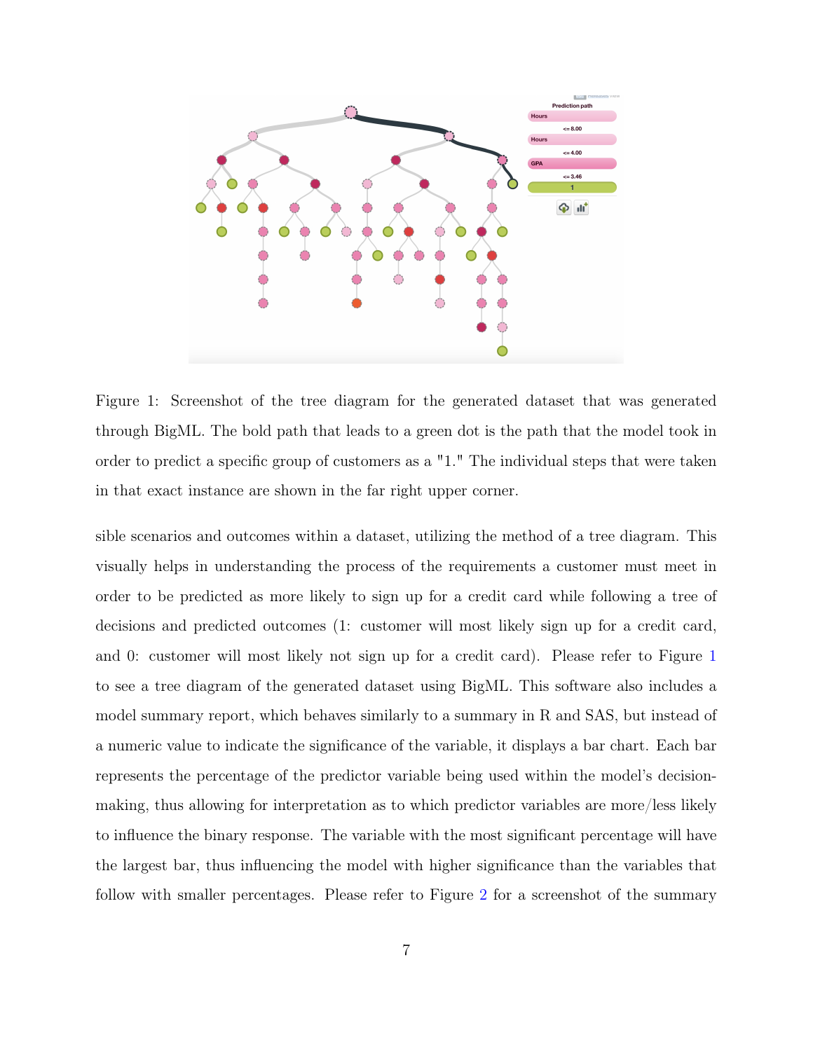Figure 1: Screenshot of the tree diagram for the generated dataset that was generated through BigML. The bold path that leads to a green dot is the path that the model took in order to predict a specific group of customers as a "1." The individual steps that were taken in that exact instance are shown in the far right upper corner.

sible scenarios and outcomes within a dataset, utilizing the method of a tree diagram. This visually helps in understanding the process of the requirements a customer must meet in order to be predicted as more likely to sign up for a credit card while following a tree of decisions and predicted outcomes (1: customer will most likely sign up for a credit card, and 0: customer will most likely not sign up for a credit card). Please refer to Figure 1 to see a tree diagram of the generated dataset using BigML. This software also includes a model summary report, which behaves similarly to a summary in R and SAS, but instead of a numeric value to indicate the significance of the variable, it displays a bar chart. Each bar represents the percentage of the predictor variable being used within the model's decision-making, thus allowing for interpretation as to which predictor variables are more/less likely to influence the binary response. The variable with the most significant percentage will have the largest bar, thus influencing the model with higher significance than the variables that follow with smaller percentages. Please refer to Figure 2 for a screenshot of the summary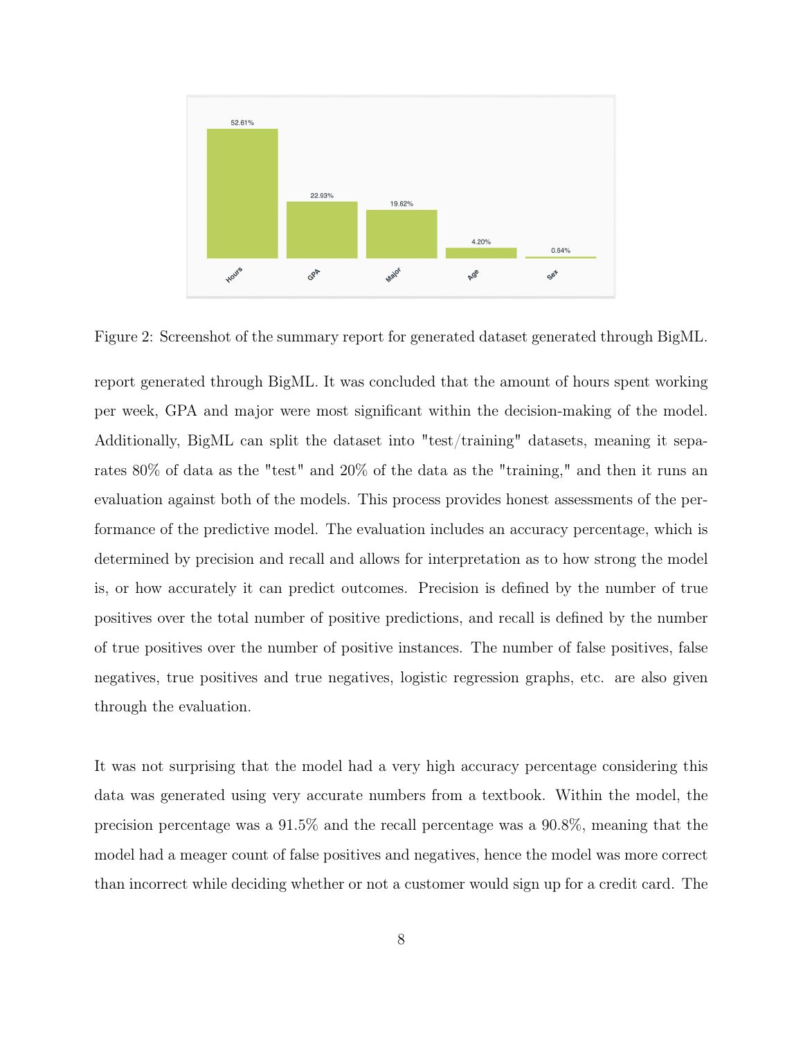Figure 2: Screenshot of the summary report for generated dataset generated through BigML.

report generated through BigML. It was concluded that the amount of hours spent working per week, GPA and major were most significant within the decision-making of the model. Additionally, BigML can split the dataset into "test/training" datasets, meaning it separates 80% of data as the "test" and 20% of the data as the "training," and then it runs an evaluation against both of the models. This process provides honest assessments of the performance of the predictive model. The evaluation includes an accuracy percentage, which is determined by precision and recall and allows for interpretation as to how strong the model is, or how accurately it can predict outcomes. Precision is defined by the number of true positives over the total number of positive predictions, and recall is defined by the number of true positives over the number of positive instances. The number of false positives, false negatives, true positives and true negatives, logistic regression graphs, etc. are also given through the evaluation.

It was not surprising that the model had a very high accuracy percentage considering this data was generated using very accurate numbers from a textbook. Within the model, the precision percentage was a 91.5% and the recall percentage was a 90.8%, meaning that the model had a meager count of false positives and negatives, hence the model was more correct than incorrect while deciding whether or not a customer would sign up for a credit card. The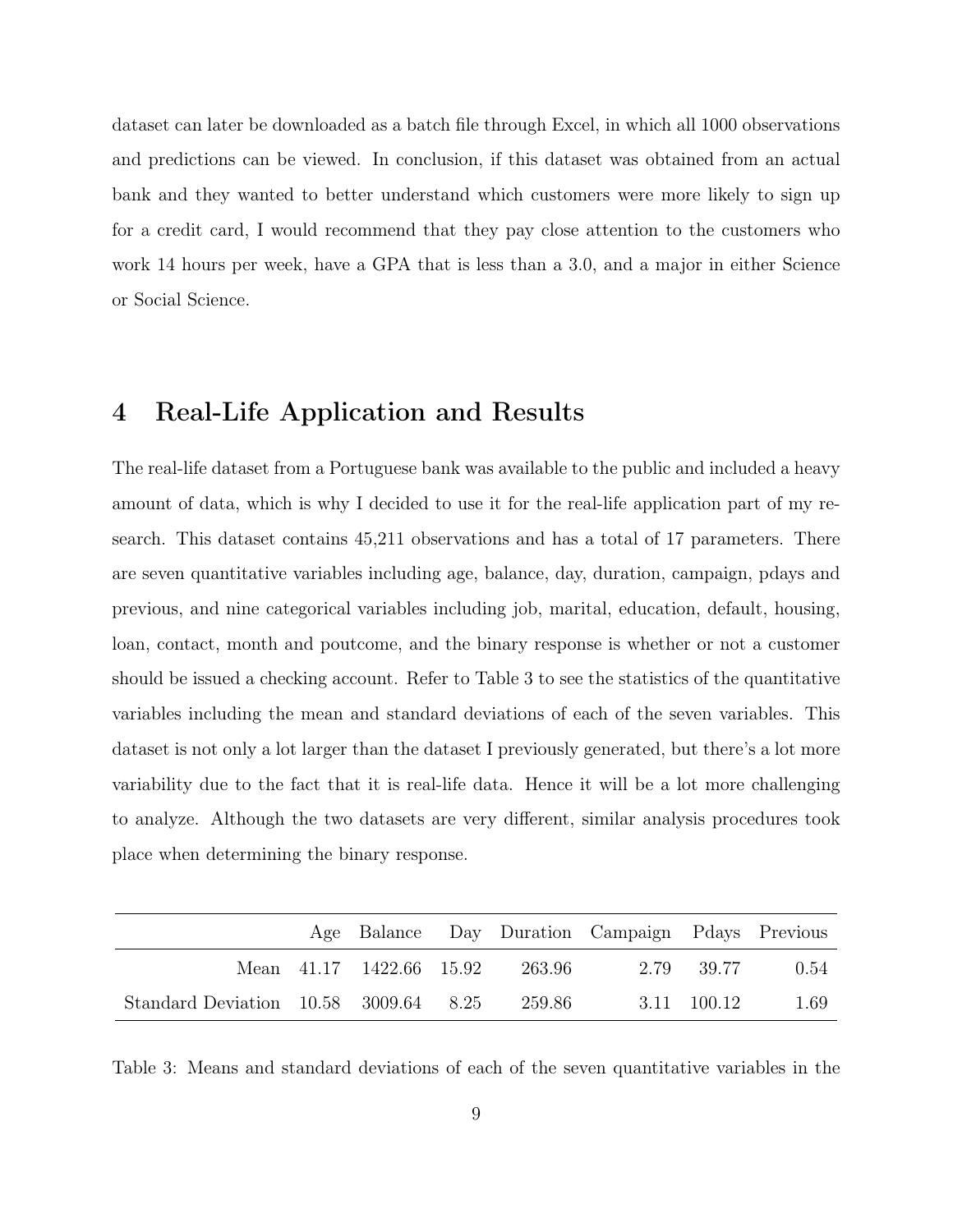dataset can later be downloaded as a batch file through Excel, in which all 1000 observations and predictions can be viewed. In conclusion, if this dataset was obtained from an actual bank and they wanted to better understand which customers were more likely to sign up for a credit card, I would recommend that they pay close attention to the customers who work 14 hours per week, have a GPA that is less than a 3.0, and a major in either Science or Social Science.

## 4 Real-Life Application and Results

The real-life dataset from a Portuguese bank was available to the public and included a heavy amount of data, which is why I decided to use it for the real-life application part of my research. This dataset contains 45,211 observations and has a total of 17 parameters. There are seven quantitative variables including age, balance, day, duration, campaign, pdays and previous, and nine categorical variables including job, marital, education, default, housing, loan, contact, month and poutcome, and the binary response is whether or not a customer should be issued a checking account. Refer to Table 3 to see the statistics of the quantitative variables including the mean and standard deviations of each of the seven variables. This dataset is not only a lot larger than the dataset I previously generated, but there's a lot more variability due to the fact that it is real-life data. Hence it will be a lot more challenging to analyze. Although the two datasets are very different, similar analysis procedures took place when determining the binary response.

| | Age | Balance | Day | Duration | Campaign | Pdays | Previous |
|---|---|---|---|---|---|---|---|
| Mean | 41.17 | 1422.66 | 15.92 | 263.96 | 2.79 | 39.77 | 0.54 |
| Standard Deviation | 10.58 | 3009.64 | 8.25 | 259.86 | 3.11 | 100.12 | 1.69 |

Table 3: Means and standard deviations of each of the seven quantitative variables in the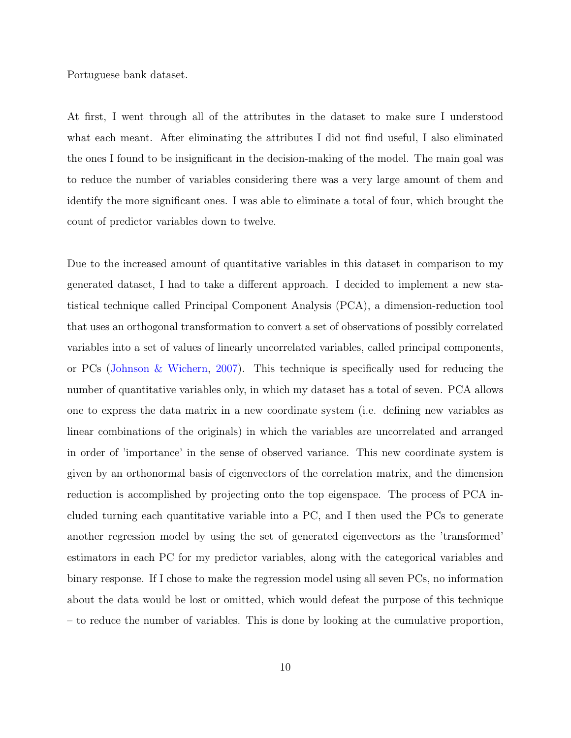Portuguese bank dataset.

At first, I went through all of the attributes in the dataset to make sure I understood what each meant. After eliminating the attributes I did not find useful, I also eliminated the ones I found to be insignificant in the decision-making of the model. The main goal was to reduce the number of variables considering there was a very large amount of them and identify the more significant ones. I was able to eliminate a total of four, which brought the count of predictor variables down to twelve.

Due to the increased amount of quantitative variables in this dataset in comparison to my generated dataset, I had to take a different approach. I decided to implement a new statistical technique called Principal Component Analysis (PCA), a dimension-reduction tool that uses an orthogonal transformation to convert a set of observations of possibly correlated variables into a set of values of linearly uncorrelated variables, called principal components, or PCs (Johnson & Wichern, 2007). This technique is specifically used for reducing the number of quantitative variables only, in which my dataset has a total of seven. PCA allows one to express the data matrix in a new coordinate system (i.e. defining new variables as linear combinations of the originals) in which the variables are uncorrelated and arranged in order of 'importance' in the sense of observed variance. This new coordinate system is given by an orthonormal basis of eigenvectors of the correlation matrix, and the dimension reduction is accomplished by projecting onto the top eigenspace. The process of PCA included turning each quantitative variable into a PC, and I then used the PCs to generate another regression model by using the set of generated eigenvectors as the 'transformed' estimators in each PC for my predictor variables, along with the categorical variables and binary response. If I chose to make the regression model using all seven PCs, no information about the data would be lost or omitted, which would defeat the purpose of this technique – to reduce the number of variables. This is done by looking at the cumulative proportion,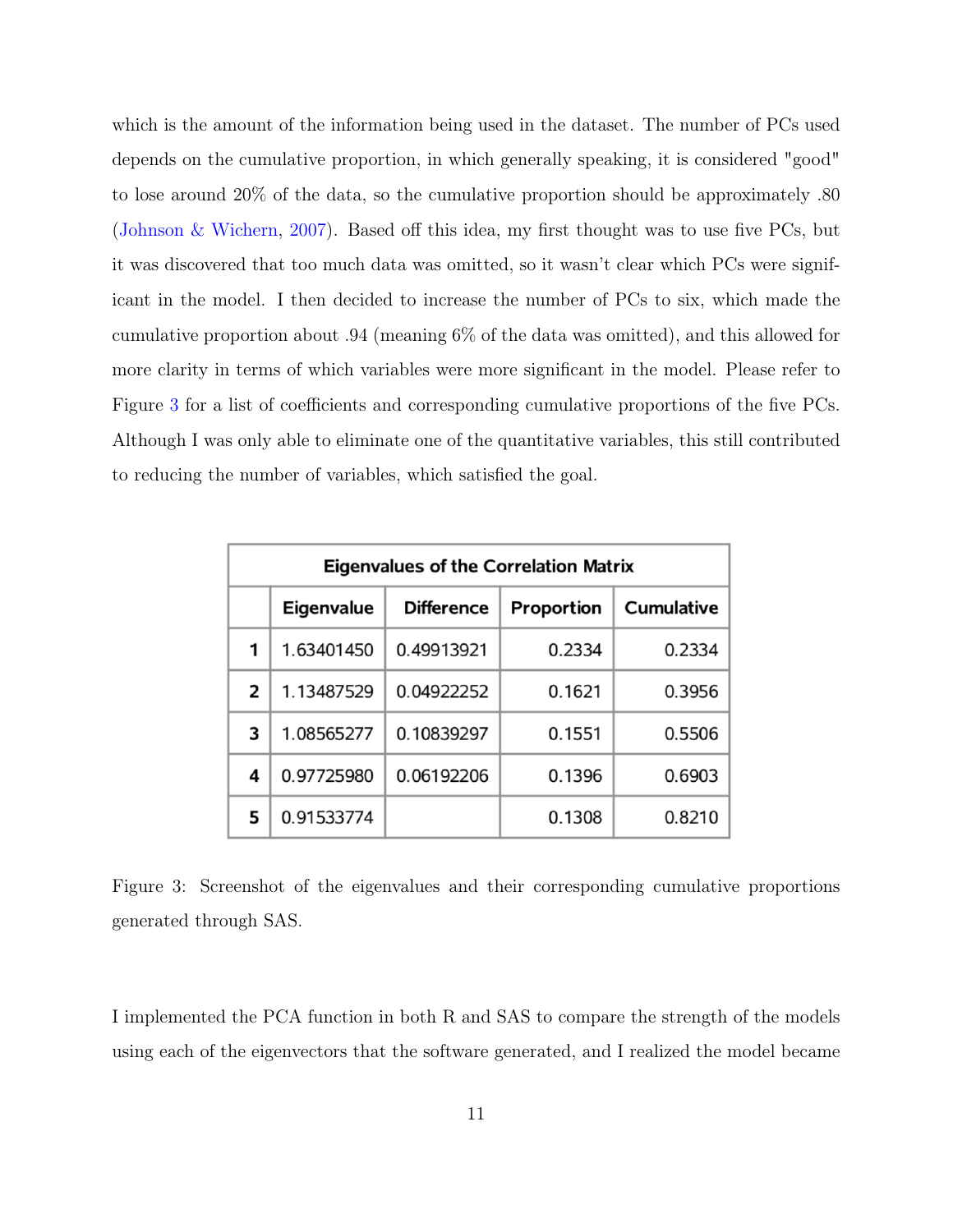which is the amount of the information being used in the dataset. The number of PCs used depends on the cumulative proportion, in which generally speaking, it is considered "good" to lose around 20% of the data, so the cumulative proportion should be approximately .80 (Johnson & Wichern, 2007). Based off this idea, my first thought was to use five PCs, but it was discovered that too much data was omitted, so it wasn't clear which PCs were significant in the model. I then decided to increase the number of PCs to six, which made the cumulative proportion about .94 (meaning 6% of the data was omitted), and this allowed for more clarity in terms of which variables were more significant in the model. Please refer to Figure 3 for a list of coefficients and corresponding cumulative proportions of the five PCs. Although I was only able to eliminate one of the quantitative variables, this still contributed to reducing the number of variables, which satisfied the goal.

**Eigenvalues of the Correlation Matrix**

| | Eigenvalue | Difference | Proportion | Cumulative |
|---|---|---|---|---|
| 1 | 1.63401450 | 0.49913921 | 0.2334 | 0.2334 |
| 2 | 1.13487529 | 0.04922252 | 0.1621 | 0.3956 |
| 3 | 1.08565277 | 0.10839297 | 0.1551 | 0.5506 |
| 4 | 0.97725980 | 0.06192206 | 0.1396 | 0.6903 |
| 5 | 0.91533774 | | 0.1308 | 0.8210 |

Figure 3: Screenshot of the eigenvalues and their corresponding cumulative proportions generated through SAS.

I implemented the PCA function in both R and SAS to compare the strength of the models using each of the eigenvectors that the software generated, and I realized the model became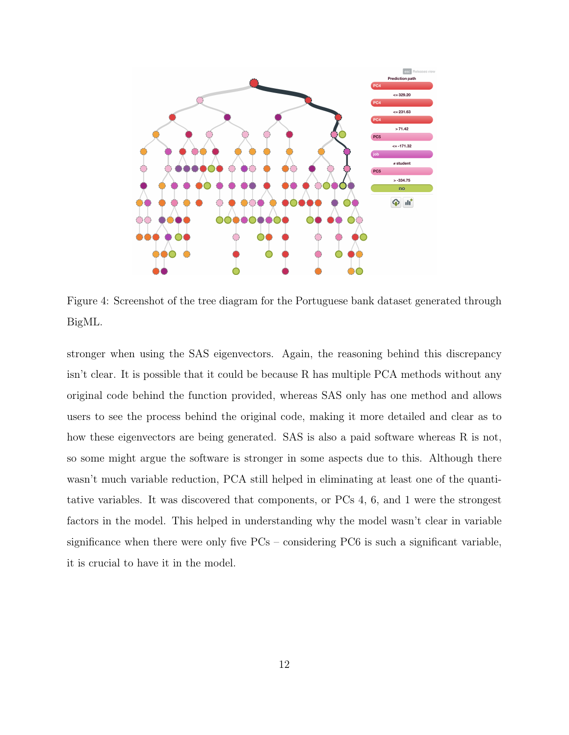Figure 4: Screenshot of the tree diagram for the Portuguese bank dataset generated through BigML.

stronger when using the SAS eigenvectors. Again, the reasoning behind this discrepancy isn't clear. It is possible that it could be because R has multiple PCA methods without any original code behind the function provided, whereas SAS only has one method and allows users to see the process behind the original code, making it more detailed and clear as to how these eigenvectors are being generated. SAS is also a paid software whereas R is not, so some might argue the software is stronger in some aspects due to this. Although there wasn't much variable reduction, PCA still helped in eliminating at least one of the quantitative variables. It was discovered that components, or PCs 4, 6, and 1 were the strongest factors in the model. This helped in understanding why the model wasn't clear in variable significance when there were only five PCs – considering PC6 is such a significant variable, it is crucial to have it in the model.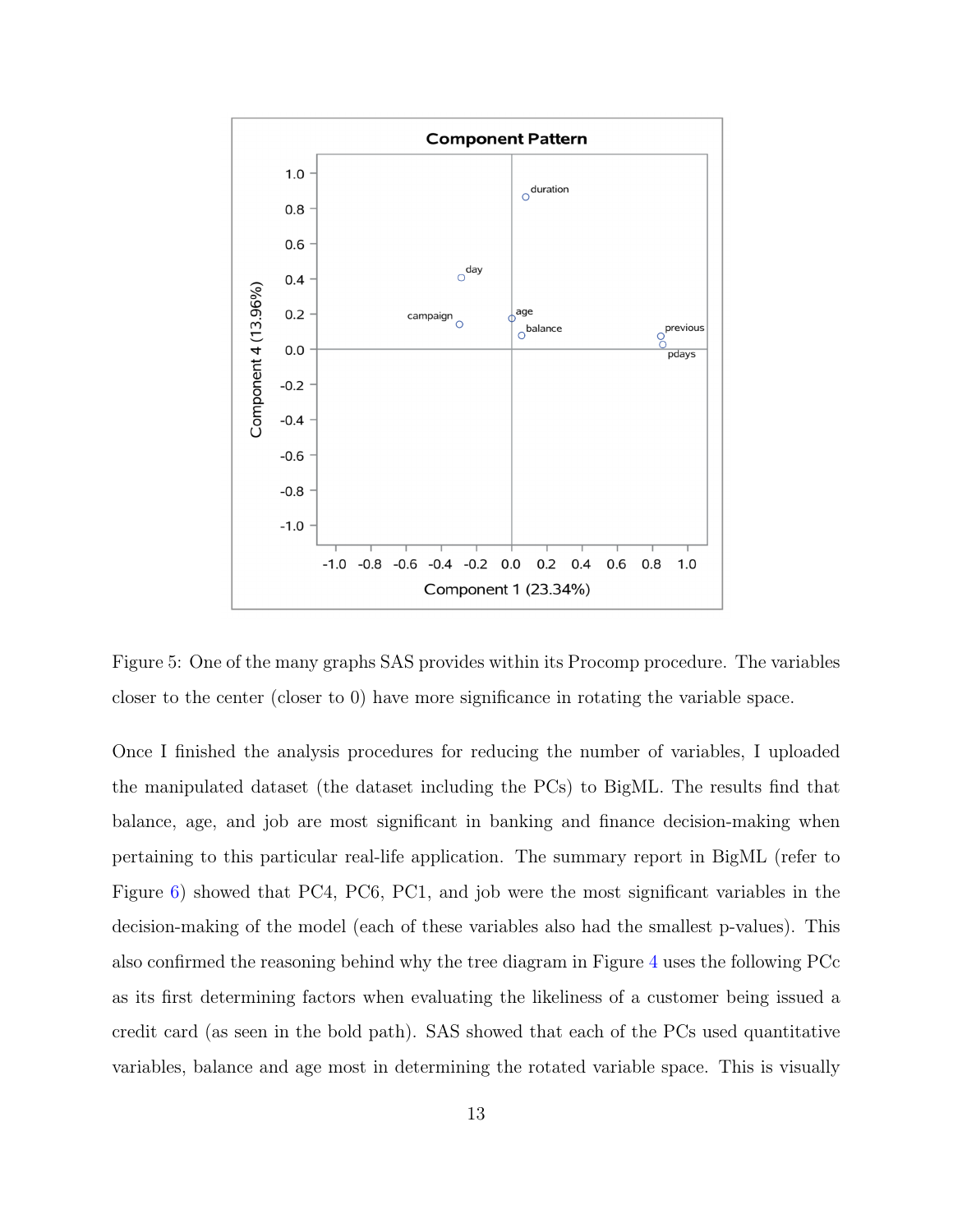Figure 5: One of the many graphs SAS provides within its Procomp procedure. The variables closer to the center (closer to 0) have more significance in rotating the variable space.

Once I finished the analysis procedures for reducing the number of variables, I uploaded the manipulated dataset (the dataset including the PCs) to BigML. The results find that balance, age, and job are most significant in banking and finance decision-making when pertaining to this particular real-life application. The summary report in BigML (refer to Figure 6) showed that PC4, PC6, PC1, and job were the most significant variables in the decision-making of the model (each of these variables also had the smallest p-values). This also confirmed the reasoning behind why the tree diagram in Figure 4 uses the following PCc as its first determining factors when evaluating the likeliness of a customer being issued a credit card (as seen in the bold path). SAS showed that each of the PCs used quantitative variables, balance and age most in determining the rotated variable space. This is visually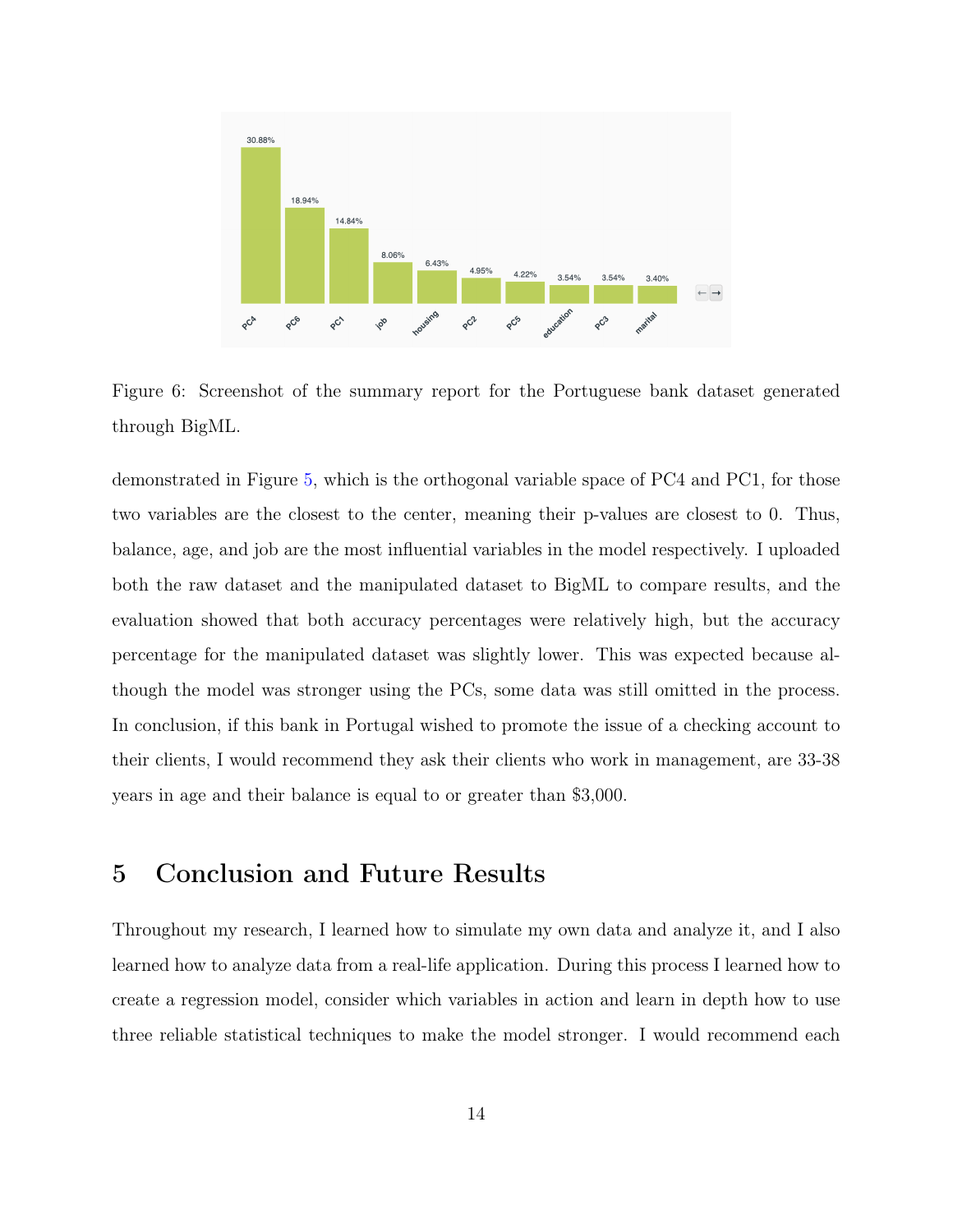Figure 6: Screenshot of the summary report for the Portuguese bank dataset generated through BigML.

demonstrated in Figure 5, which is the orthogonal variable space of PC4 and PC1, for those two variables are the closest to the center, meaning their p-values are closest to 0. Thus, balance, age, and job are the most influential variables in the model respectively. I uploaded both the raw dataset and the manipulated dataset to BigML to compare results, and the evaluation showed that both accuracy percentages were relatively high, but the accuracy percentage for the manipulated dataset was slightly lower. This was expected because although the model was stronger using the PCs, some data was still omitted in the process. In conclusion, if this bank in Portugal wished to promote the issue of a checking account to their clients, I would recommend they ask their clients who work in management, are 33-38 years in age and their balance is equal to or greater than $3,000.

## 5 Conclusion and Future Results

Throughout my research, I learned how to simulate my own data and analyze it, and I also learned how to analyze data from a real-life application. During this process I learned how to create a regression model, consider which variables in action and learn in depth how to use three reliable statistical techniques to make the model stronger. I would recommend each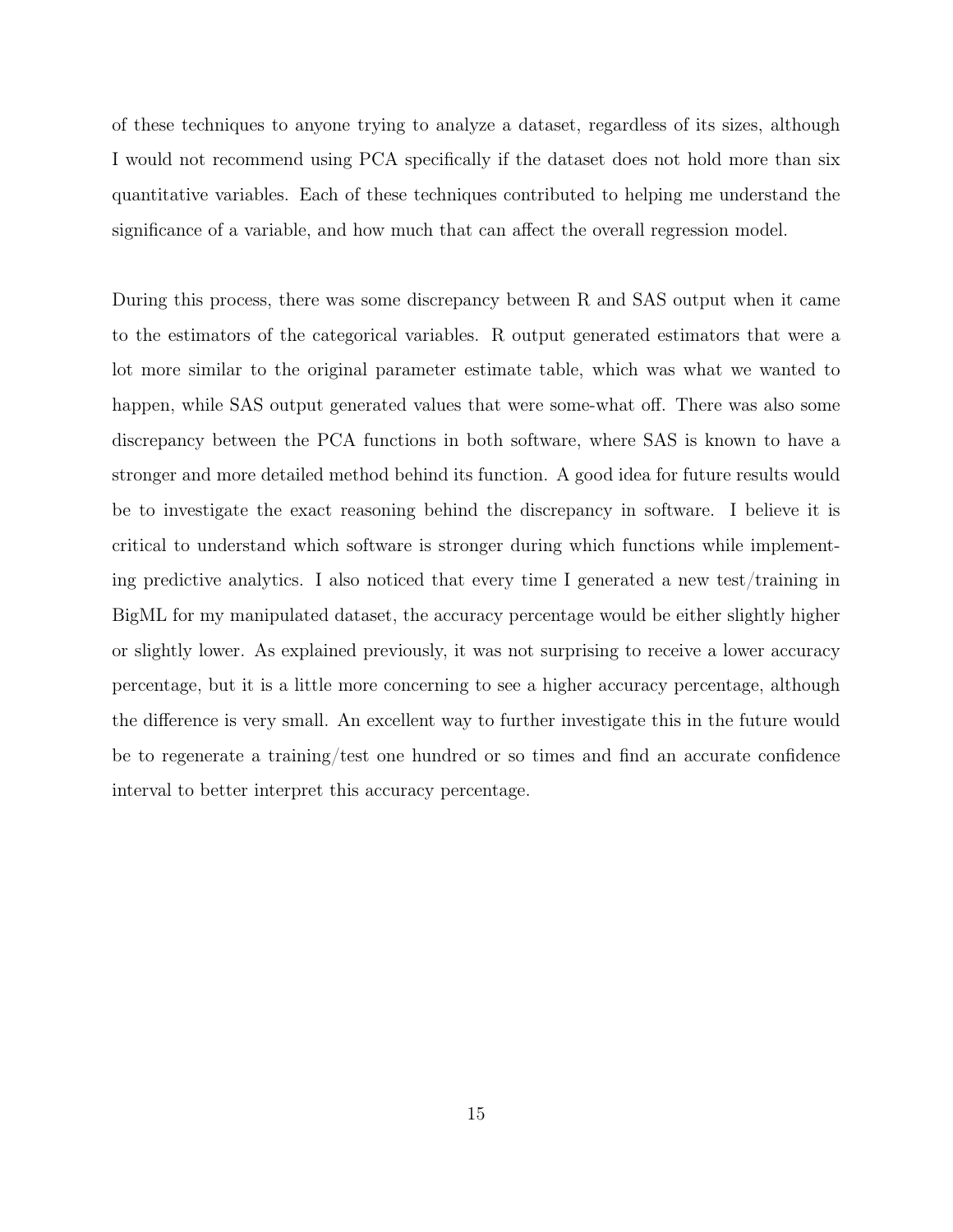of these techniques to anyone trying to analyze a dataset, regardless of its sizes, although I would not recommend using PCA specifically if the dataset does not hold more than six quantitative variables. Each of these techniques contributed to helping me understand the significance of a variable, and how much that can affect the overall regression model.

During this process, there was some discrepancy between R and SAS output when it came to the estimators of the categorical variables. R output generated estimators that were a lot more similar to the original parameter estimate table, which was what we wanted to happen, while SAS output generated values that were some-what off. There was also some discrepancy between the PCA functions in both software, where SAS is known to have a stronger and more detailed method behind its function. A good idea for future results would be to investigate the exact reasoning behind the discrepancy in software. I believe it is critical to understand which software is stronger during which functions while implementing predictive analytics. I also noticed that every time I generated a new test/training in BigML for my manipulated dataset, the accuracy percentage would be either slightly higher or slightly lower. As explained previously, it was not surprising to receive a lower accuracy percentage, but it is a little more concerning to see a higher accuracy percentage, although the difference is very small. An excellent way to further investigate this in the future would be to regenerate a training/test one hundred or so times and find an accurate confidence interval to better interpret this accuracy percentage.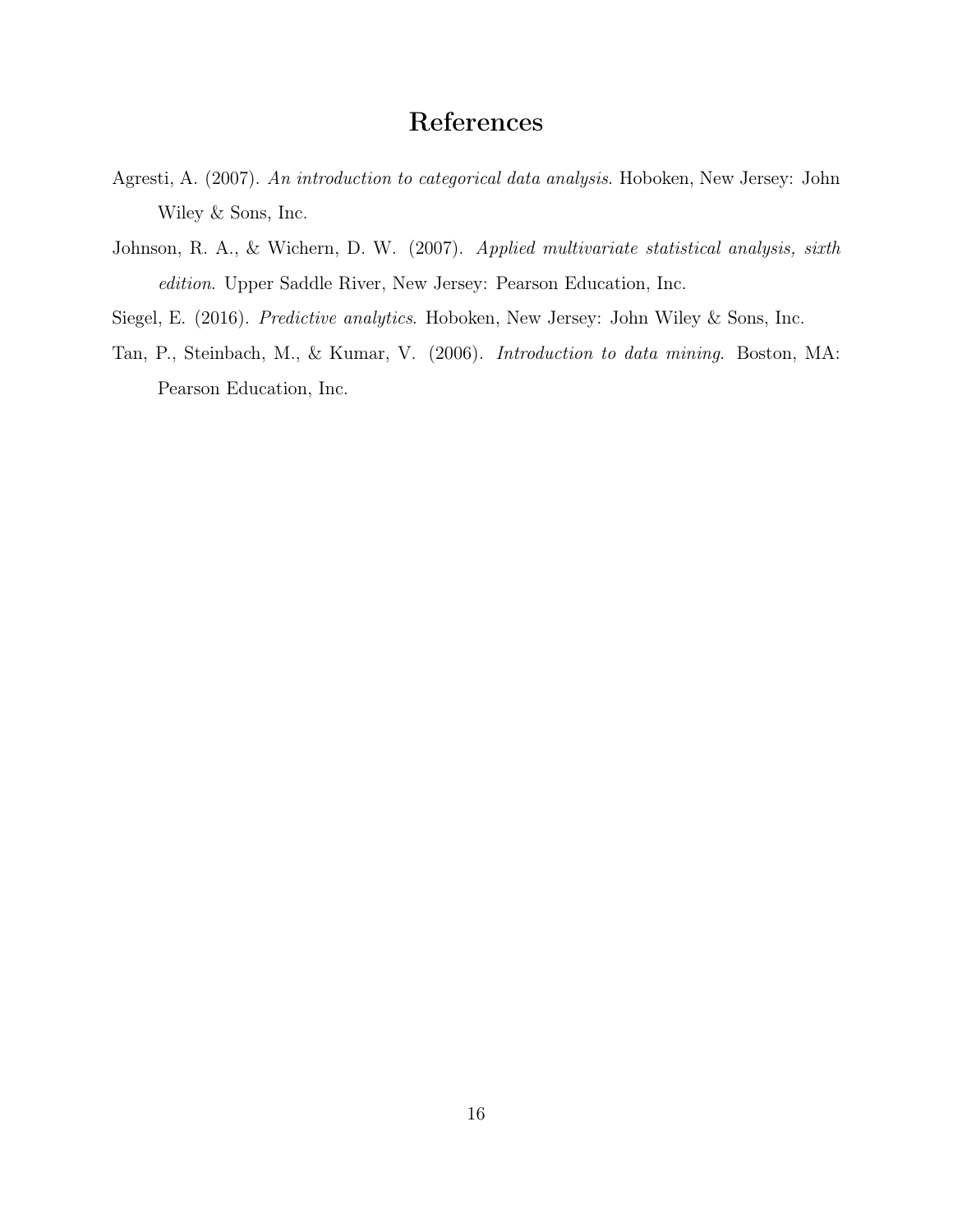# References

Agresti, A. (2007). *An introduction to categorical data analysis*. Hoboken, New Jersey: John Wiley & Sons, Inc.

Johnson, R. A., & Wichern, D. W. (2007). *Applied multivariate statistical analysis, sixth edition*. Upper Saddle River, New Jersey: Pearson Education, Inc.

Siegel, E. (2016). *Predictive analytics*. Hoboken, New Jersey: John Wiley & Sons, Inc.

Tan, P., Steinbach, M., & Kumar, V. (2006). *Introduction to data mining*. Boston, MA: Pearson Education, Inc.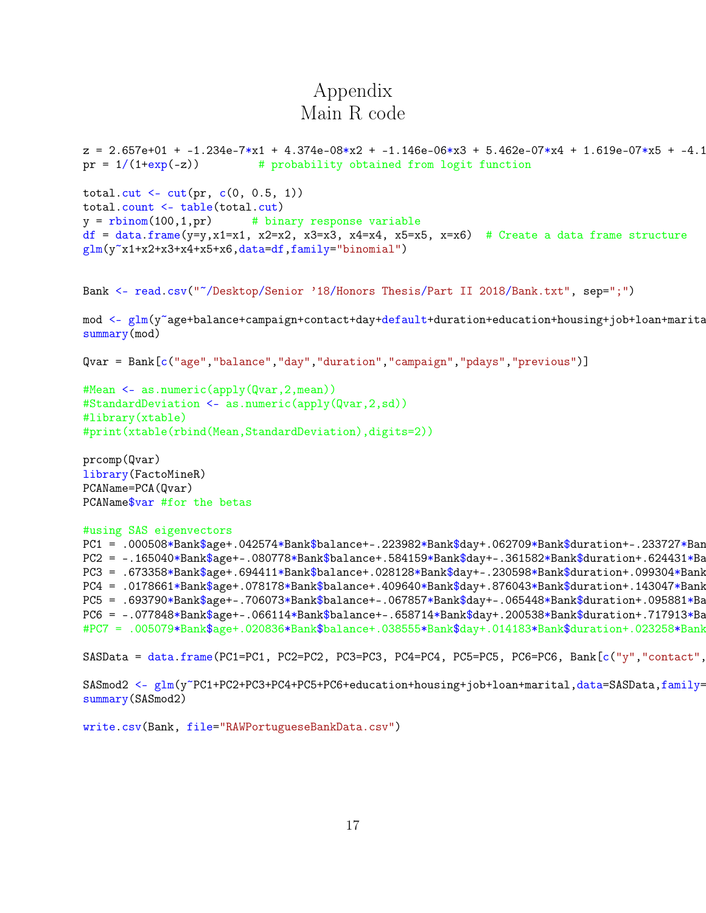# Appendix

## Main R code

```
z = 2.657e+01 + -1.234e-7*x1 + 4.374e-08*x2 + -1.146e-06*x3 + 5.462e-07*x4 + 1.619e-07*x5 + -4.1
pr = 1/(1+exp(-z))         # probability obtained from logit function

total.cut <- cut(pr, c(0, 0.5, 1))
total.count <- table(total.cut)
y = rbinom(100,1,pr)      # binary response variable
df = data.frame(y=y,x1=x1, x2=x2, x3=x3, x4=x4, x5=x5, x=x6)  # Create a data frame structure
glm(y~x1+x2+x3+x4+x5+x6,data=df,family="binomial")


Bank <- read.csv("~/Desktop/Senior '18/Honors Thesis/Part II 2018/Bank.txt", sep=";")

mod <- glm(y~age+balance+campaign+contact+day+default+duration+education+housing+job+loan+marita
summary(mod)

Qvar = Bank[c("age","balance","day","duration","campaign","pdays","previous")]

#Mean <- as.numeric(apply(Qvar,2,mean))
#StandardDeviation <- as.numeric(apply(Qvar,2,sd))
#library(xtable)
#print(xtable(rbind(Mean,StandardDeviation),digits=2))

prcomp(Qvar)
library(FactoMineR)
PCAName=PCA(Qvar)
PCAName$var #for the betas

#using SAS eigenvectors
PC1 = .000508*Bank$age+.042574*Bank$balance+-.223982*Bank$day+.062709*Bank$duration+-.233727*Ban
PC2 = -.165040*Bank$age+-.080778*Bank$balance+.584159*Bank$day+-.361582*Bank$duration+.624431*Ba
PC3 = .673358*Bank$age+.694411*Bank$balance+.028128*Bank$day+-.230598*Bank$duration+.099304*Bank
PC4 = .0178661*Bank$age+.078178*Bank$balance+.409640*Bank$day+.876043*Bank$duration+.143047*Bank
PC5 = .693790*Bank$age+-.706073*Bank$balance+-.067857*Bank$day+-.065448*Bank$duration+.095881*Ba
PC6 = -.077848*Bank$age+-.066114*Bank$balance+-.658714*Bank$day+.200538*Bank$duration+.717913*Ba
#PC7 = .005079*Bank$age+.020836*Bank$balance+.038555*Bank$day+.014183*Bank$duration+.023258*Bank

SASData = data.frame(PC1=PC1, PC2=PC2, PC3=PC3, PC4=PC4, PC5=PC5, PC6=PC6, Bank[c("y","contact",

SASmod2 <- glm(y~PC1+PC2+PC3+PC4+PC5+PC6+education+housing+job+loan+marital,data=SASData,family=
summary(SASmod2)

write.csv(Bank, file="RAWPortugueseBankData.csv")
```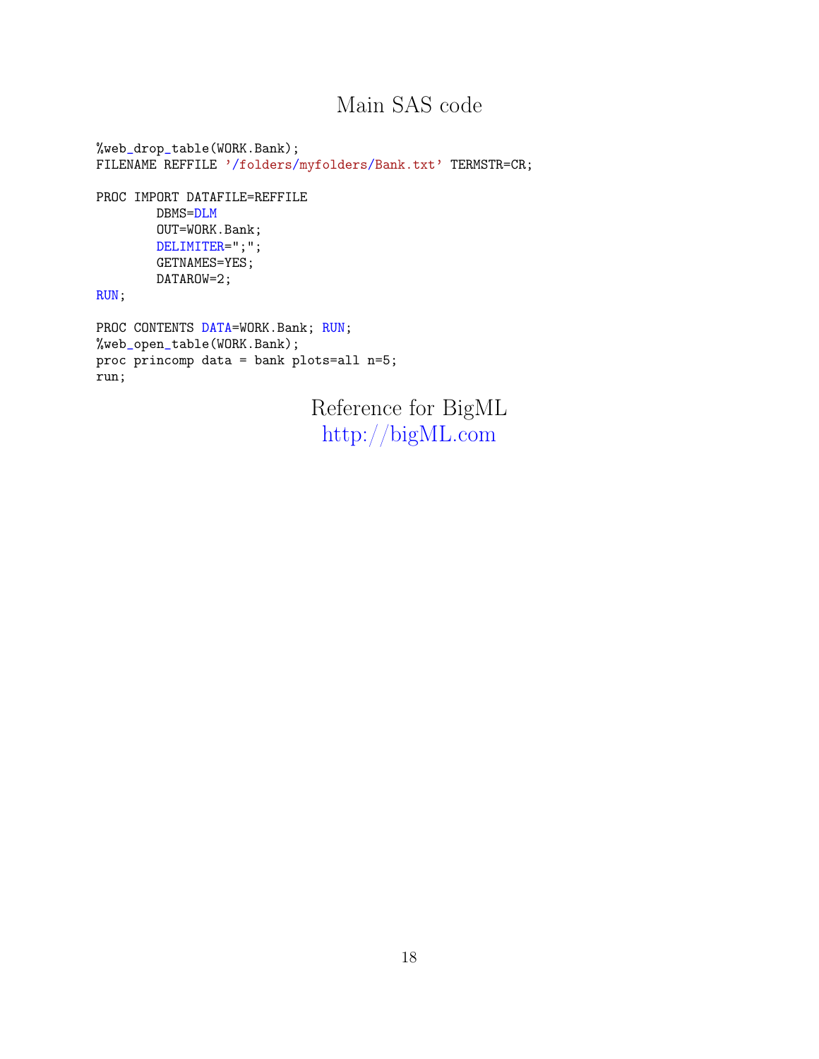# Main SAS code

```
%web_drop_table(WORK.Bank);
FILENAME REFFILE '/folders/myfolders/Bank.txt' TERMSTR=CR;

PROC IMPORT DATAFILE=REFFILE
        DBMS=DLM
        OUT=WORK.Bank;
        DELIMITER=";";
        GETNAMES=YES;
        DATAROW=2;
RUN;

PROC CONTENTS DATA=WORK.Bank; RUN;
%web_open_table(WORK.Bank);
proc princomp data = bank plots=all n=5;
run;
```

# Reference for BigML

http://bigML.com